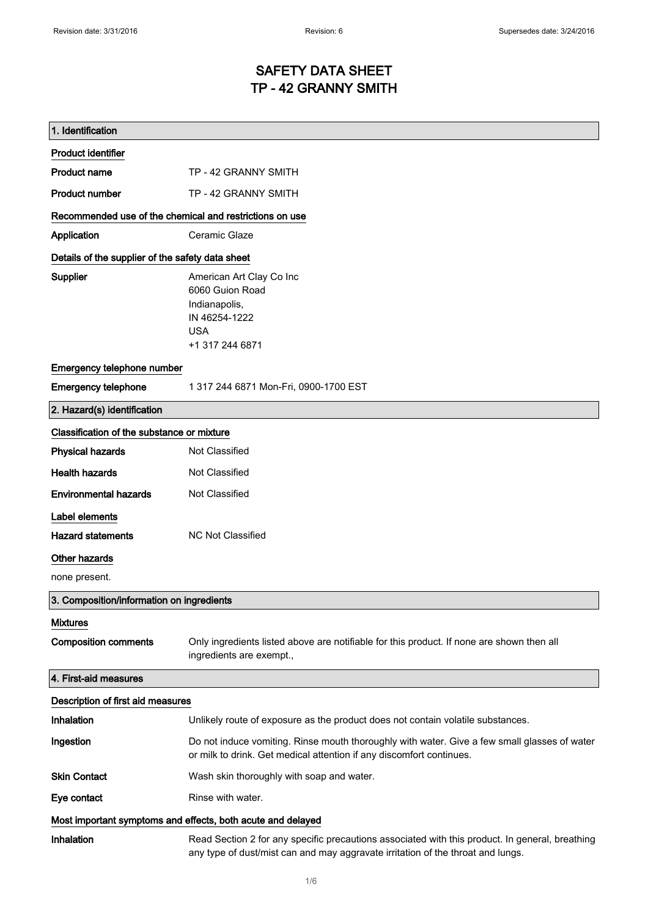# SAFETY DATA SHEET
# TP - 42 GRANNY SMITH

## 1. Identification

### Product identifier

**Product name** TP - 42 GRANNY SMITH

**Product number** TP - 42 GRANNY SMITH

### Recommended use of the chemical and restrictions on use

**Application** Ceramic Glaze

### Details of the supplier of the safety data sheet

**Supplier**
American Art Clay Co Inc
6060 Guion Road
Indianapolis,
IN 46254-1222
USA
+1 317 244 6871

### Emergency telephone number

**Emergency telephone** 1 317 244 6871 Mon-Fri, 0900-1700 EST

## 2. Hazard(s) identification

### Classification of the substance or mixture

**Physical hazards** Not Classified

**Health hazards** Not Classified

**Environmental hazards** Not Classified

### Label elements

**Hazard statements** NC Not Classified

### Other hazards

none present.

## 3. Composition/information on ingredients

### Mixtures

**Composition comments** Only ingredients listed above are notifiable for this product. If none are shown then all ingredients are exempt.,

## 4. First-aid measures

### Description of first aid measures

**Inhalation** Unlikely route of exposure as the product does not contain volatile substances.

**Ingestion** Do not induce vomiting. Rinse mouth thoroughly with water. Give a few small glasses of water or milk to drink. Get medical attention if any discomfort continues.

**Skin Contact** Wash skin thoroughly with soap and water.

**Eye contact** Rinse with water.

### Most important symptoms and effects, both acute and delayed

**Inhalation** Read Section 2 for any specific precautions associated with this product. In general, breathing any type of dust/mist can and may aggravate irritation of the throat and lungs.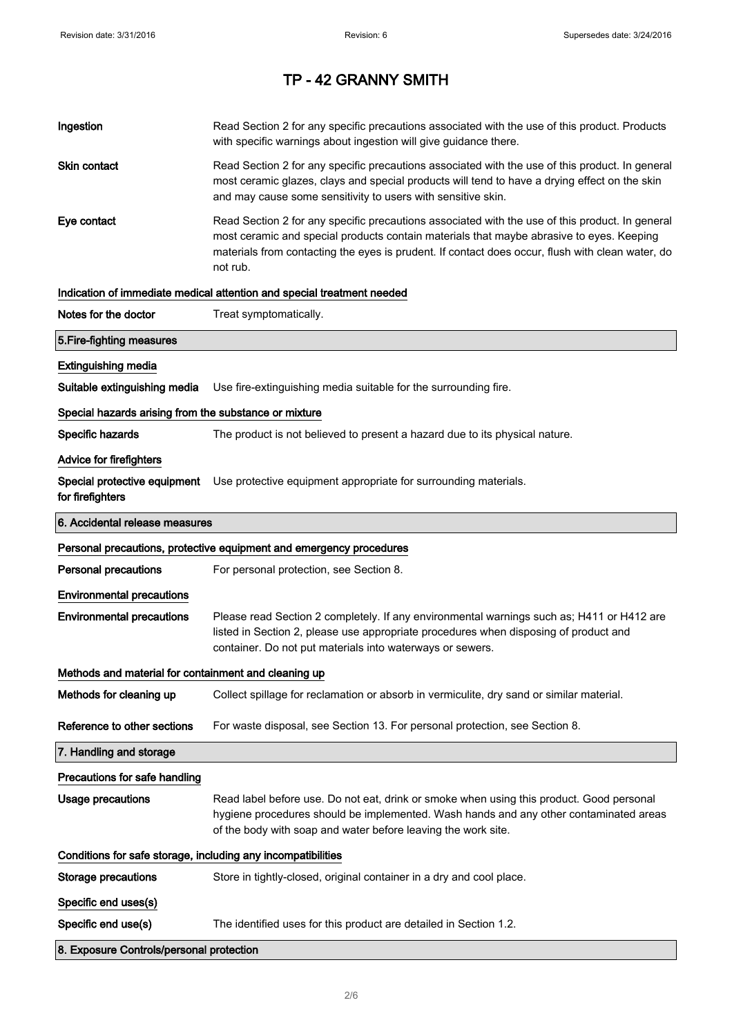| | |
|---|---|
| **Ingestion** | Read Section 2 for any specific precautions associated with the use of this product. Products with specific warnings about ingestion will give guidance there. |
| **Skin contact** | Read Section 2 for any specific precautions associated with the use of this product. In general most ceramic glazes, clays and special products will tend to have a drying effect on the skin and may cause some sensitivity to users with sensitive skin. |
| **Eye contact** | Read Section 2 for any specific precautions associated with the use of this product. In general most ceramic and special products contain materials that maybe abrasive to eyes. Keeping materials from contacting the eyes is prudent. If contact does occur, flush with clean water, do not rub. |

**Indication of immediate medical attention and special treatment needed**

| | |
|---|---|
| **Notes for the doctor** | Treat symptomatically. |

## 5.Fire-fighting measures

**Extinguishing media**

| | |
|---|---|
| **Suitable extinguishing media** | Use fire-extinguishing media suitable for the surrounding fire. |

**Special hazards arising from the substance or mixture**

| | |
|---|---|
| **Specific hazards** | The product is not believed to present a hazard due to its physical nature. |

**Advice for firefighters**

| | |
|---|---|
| **Special protective equipment for firefighters** | Use protective equipment appropriate for surrounding materials. |

## 6. Accidental release measures

**Personal precautions, protective equipment and emergency procedures**

| | |
|---|---|
| **Personal precautions** | For personal protection, see Section 8. |

**Environmental precautions**

| | |
|---|---|
| **Environmental precautions** | Please read Section 2 completely. If any environmental warnings such as; H411 or H412 are listed in Section 2, please use appropriate procedures when disposing of product and container. Do not put materials into waterways or sewers. |

**Methods and material for containment and cleaning up**

| | |
|---|---|
| **Methods for cleaning up** | Collect spillage for reclamation or absorb in vermiculite, dry sand or similar material. |
| **Reference to other sections** | For waste disposal, see Section 13. For personal protection, see Section 8. |

## 7. Handling and storage

**Precautions for safe handling**

| | |
|---|---|
| **Usage precautions** | Read label before use. Do not eat, drink or smoke when using this product. Good personal hygiene procedures should be implemented. Wash hands and any other contaminated areas of the body with soap and water before leaving the work site. |

**Conditions for safe storage, including any incompatibilities**

| | |
|---|---|
| **Storage precautions** | Store in tightly-closed, original container in a dry and cool place. |

**Specific end uses(s)**

| | |
|---|---|
| **Specific end use(s)** | The identified uses for this product are detailed in Section 1.2. |

## 8. Exposure Controls/personal protection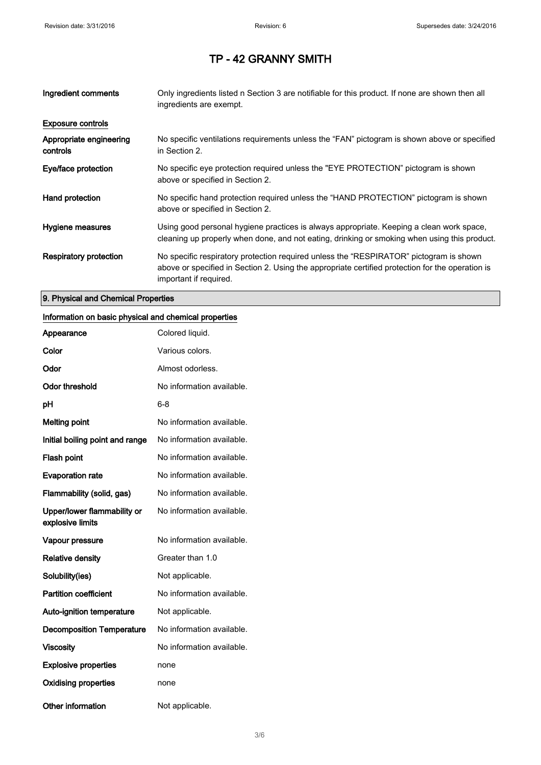# TP - 42 GRANNY SMITH

| | |
|---|---|
| **Ingredient comments** | Only ingredients listed n Section 3 are notifiable for this product. If none are shown then all ingredients are exempt. |

**Exposure controls**

| | |
|---|---|
| **Appropriate engineering controls** | No specific ventilations requirements unless the "FAN" pictogram is shown above or specified in Section 2. |
| **Eye/face protection** | No specific eye protection required unless the "EYE PROTECTION" pictogram is shown above or specified in Section 2. |
| **Hand protection** | No specific hand protection required unless the "HAND PROTECTION" pictogram is shown above or specified in Section 2. |
| **Hygiene measures** | Using good personal hygiene practices is always appropriate. Keeping a clean work space, cleaning up properly when done, and not eating, drinking or smoking when using this product. |
| **Respiratory protection** | No specific respiratory protection required unless the "RESPIRATOR" pictogram is shown above or specified in Section 2. Using the appropriate certified protection for the operation is important if required. |

## 9. Physical and Chemical Properties

**Information on basic physical and chemical properties**

| | |
|---|---|
| **Appearance** | Colored liquid. |
| **Color** | Various colors. |
| **Odor** | Almost odorless. |
| **Odor threshold** | No information available. |
| **pH** | 6-8 |
| **Melting point** | No information available. |
| **Initial boiling point and range** | No information available. |
| **Flash point** | No information available. |
| **Evaporation rate** | No information available. |
| **Flammability (solid, gas)** | No information available. |
| **Upper/lower flammability or explosive limits** | No information available. |
| **Vapour pressure** | No information available. |
| **Relative density** | Greater than 1.0 |
| **Solubility(ies)** | Not applicable. |
| **Partition coefficient** | No information available. |
| **Auto-ignition temperature** | Not applicable. |
| **Decomposition Temperature** | No information available. |
| **Viscosity** | No information available. |
| **Explosive properties** | none |
| **Oxidising properties** | none |
| **Other information** | Not applicable. |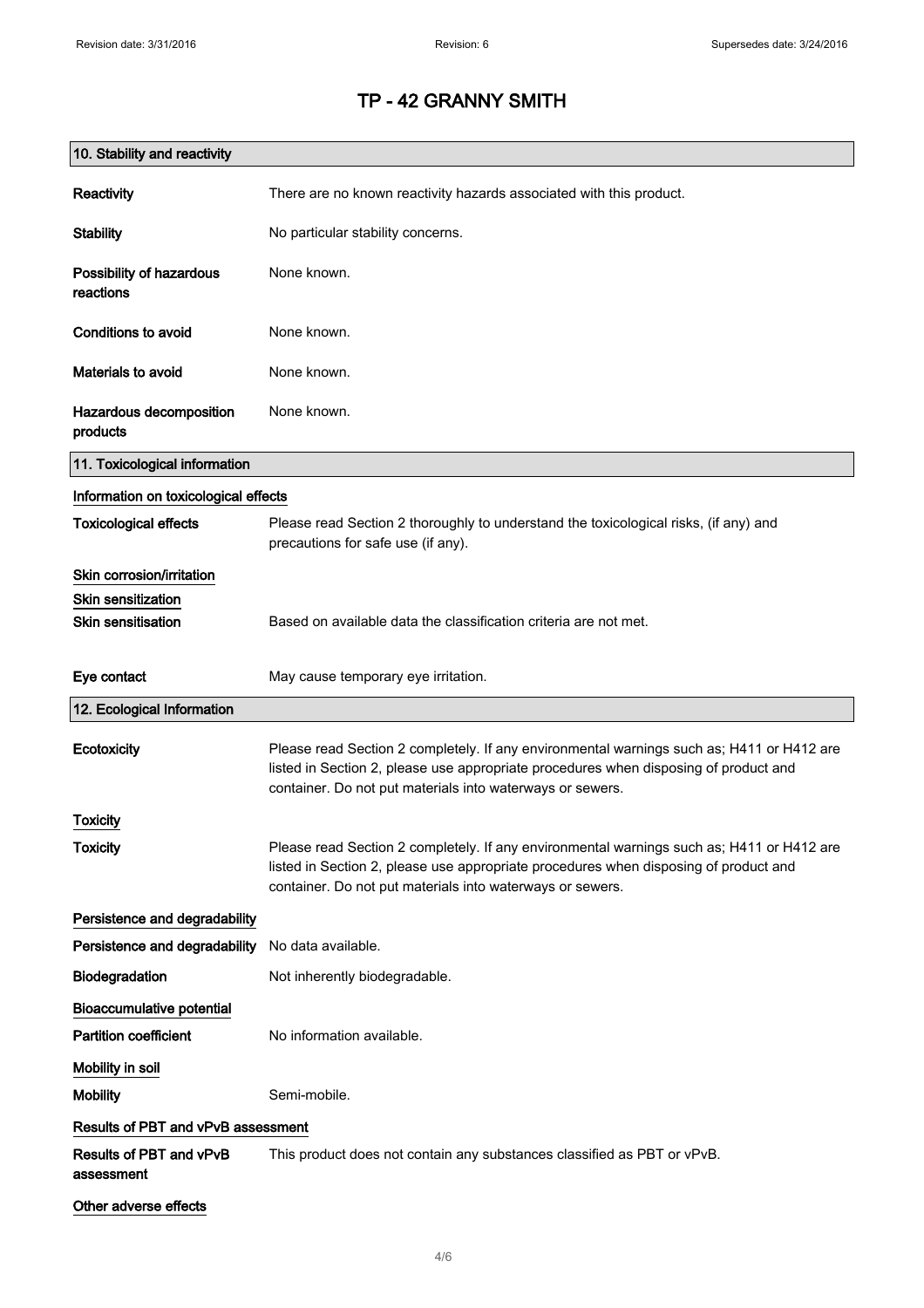# TP - 42 GRANNY SMITH

## 10. Stability and reactivity

**Reactivity** There are no known reactivity hazards associated with this product.

**Stability** No particular stability concerns.

**Possibility of hazardous reactions** None known.

**Conditions to avoid** None known.

**Materials to avoid** None known.

**Hazardous decomposition products** None known.

## 11. Toxicological information

### Information on toxicological effects

**Toxicological effects** Please read Section 2 thoroughly to understand the toxicological risks, (if any) and precautions for safe use (if any).

### Skin corrosion/irritation

### Skin sensitization

**Skin sensitisation** Based on available data the classification criteria are not met.

**Eye contact** May cause temporary eye irritation.

## 12. Ecological Information

**Ecotoxicity** Please read Section 2 completely. If any environmental warnings such as; H411 or H412 are listed in Section 2, please use appropriate procedures when disposing of product and container. Do not put materials into waterways or sewers.

### Toxicity

**Toxicity** Please read Section 2 completely. If any environmental warnings such as; H411 or H412 are listed in Section 2, please use appropriate procedures when disposing of product and container. Do not put materials into waterways or sewers.

### Persistence and degradability

**Persistence and degradability** No data available.

**Biodegradation** Not inherently biodegradable.

### Bioaccumulative potential

**Partition coefficient** No information available.

### Mobility in soil

**Mobility** Semi-mobile.

### Results of PBT and vPvB assessment

**Results of PBT and vPvB assessment** This product does not contain any substances classified as PBT or vPvB.

### Other adverse effects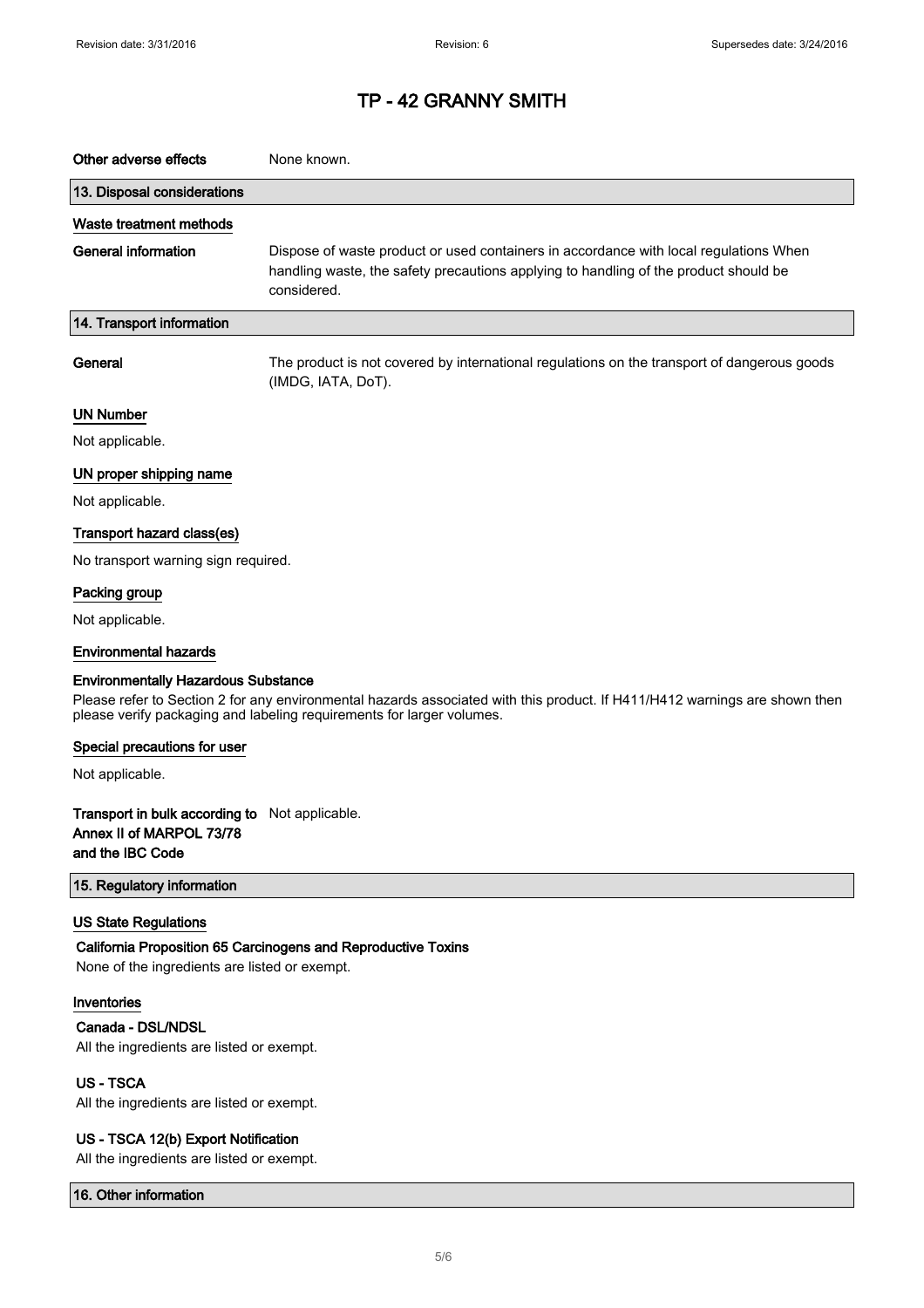| | |
|---|---|
| **Other adverse effects** | None known. |

## 13. Disposal considerations

### Waste treatment methods

| | |
|---|---|
| **General information** | Dispose of waste product or used containers in accordance with local regulations When handling waste, the safety precautions applying to handling of the product should be considered. |

## 14. Transport information

| | |
|---|---|
| **General** | The product is not covered by international regulations on the transport of dangerous goods (IMDG, IATA, DoT). |

### UN Number

Not applicable.

### UN proper shipping name

Not applicable.

### Transport hazard class(es)

No transport warning sign required.

### Packing group

Not applicable.

### Environmental hazards

**Environmentally Hazardous Substance**

Please refer to Section 2 for any environmental hazards associated with this product. If H411/H412 warnings are shown then please verify packaging and labeling requirements for larger volumes.

### Special precautions for user

Not applicable.

| | |
|---|---|
| **Transport in bulk according to Annex II of MARPOL 73/78 and the IBC Code** | Not applicable. |

## 15. Regulatory information

### US State Regulations

**California Proposition 65 Carcinogens and Reproductive Toxins**

None of the ingredients are listed or exempt.

### Inventories

**Canada - DSL/NDSL**

All the ingredients are listed or exempt.

**US - TSCA**

All the ingredients are listed or exempt.

**US - TSCA 12(b) Export Notification**

All the ingredients are listed or exempt.

## 16. Other information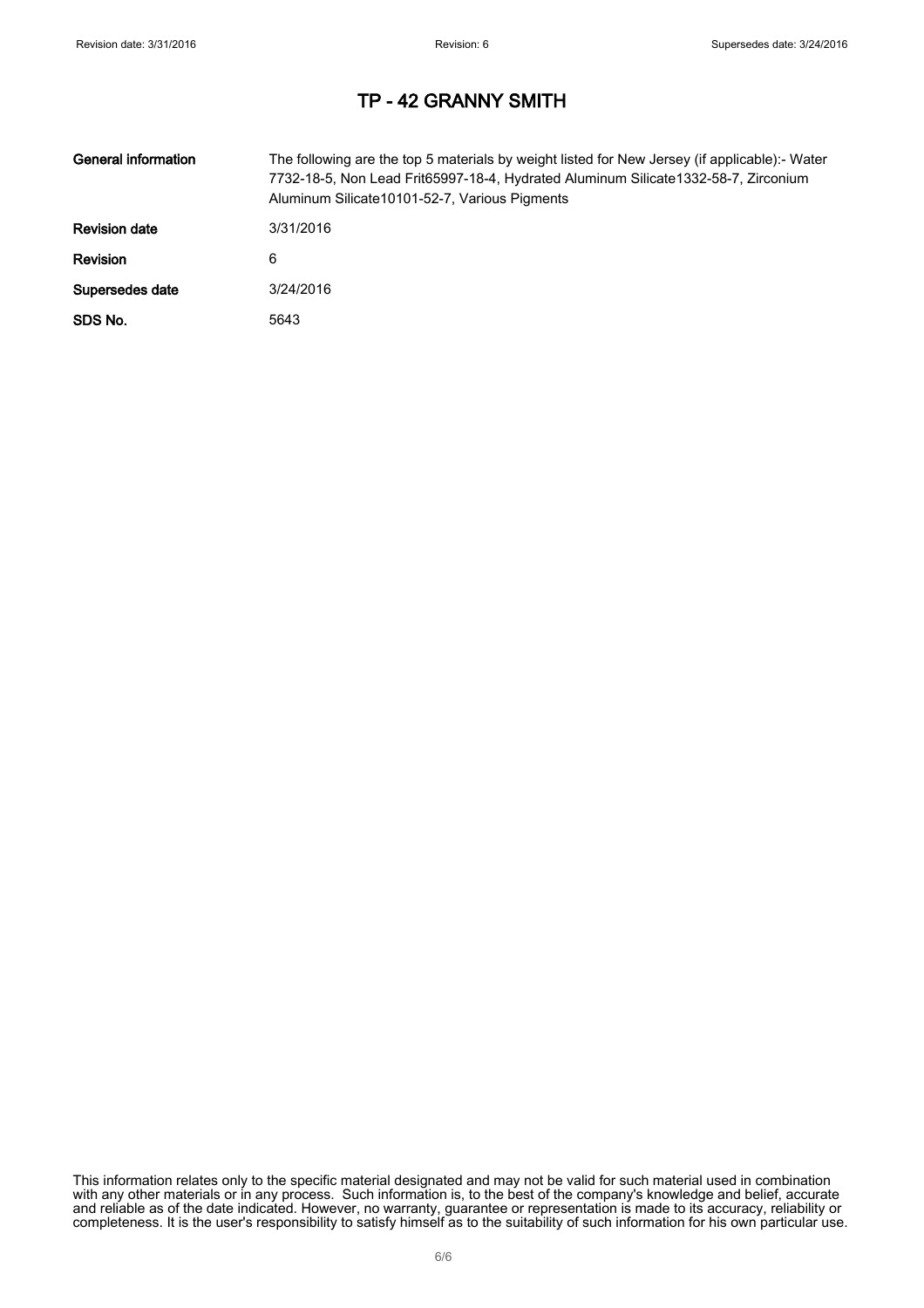# TP - 42 GRANNY SMITH

| | |
|---|---|
| **General information** | The following are the top 5 materials by weight listed for New Jersey (if applicable):- Water 7732-18-5, Non Lead Frit65997-18-4, Hydrated Aluminum Silicate1332-58-7, Zirconium Aluminum Silicate10101-52-7, Various Pigments |
| **Revision date** | 3/31/2016 |
| **Revision** | 6 |
| **Supersedes date** | 3/24/2016 |
| **SDS No.** | 5643 |

This information relates only to the specific material designated and may not be valid for such material used in combination with any other materials or in any process. Such information is, to the best of the company's knowledge and belief, accurate and reliable as of the date indicated. However, no warranty, guarantee or representation is made to its accuracy, reliability or completeness. It is the user's responsibility to satisfy himself as to the suitability of such information for his own particular use.